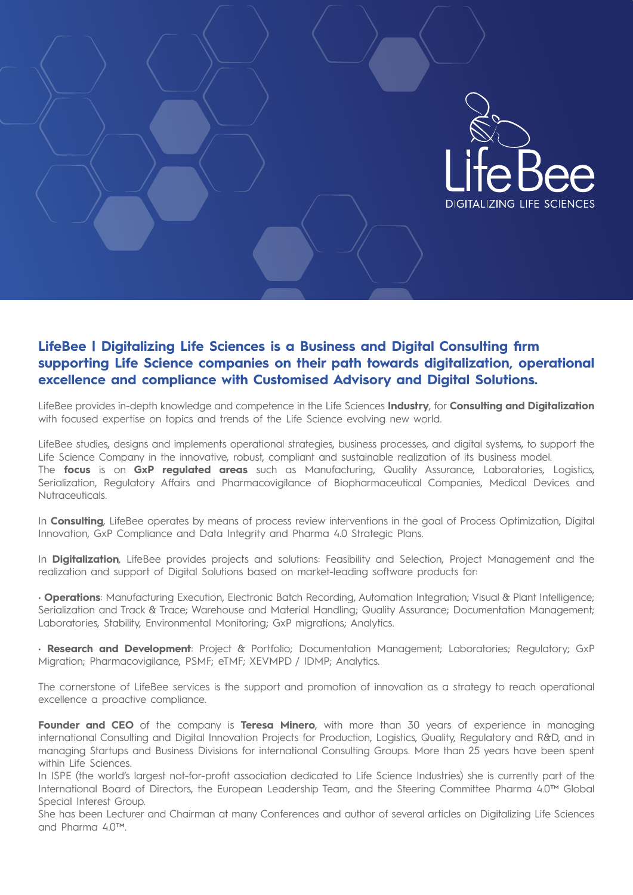LifeBee

DIGITALIZING LIFE SCIENCES

## LifeBee | Digitalizing Life Sciences is a Business and Digital Consulting firm supporting Life Science companies on their path towards digitalization, operational excellence and compliance with Customised Advisory and Digital Solutions.

LifeBee provides in-depth knowledge and competence in the Life Sciences **Industry**, for **Consulting and Digitalization** with focused expertise on topics and trends of the Life Science evolving new world.

LifeBee studies, designs and implements operational strategies, business processes, and digital systems, to support the Life Science Company in the innovative, robust, compliant and sustainable realization of its business model.
The **focus** is on **GxP regulated areas** such as Manufacturing, Quality Assurance, Laboratories, Logistics, Serialization, Regulatory Affairs and Pharmacovigilance of Biopharmaceutical Companies, Medical Devices and Nutraceuticals.

In **Consulting**, LifeBee operates by means of process review interventions in the goal of Process Optimization, Digital Innovation, GxP Compliance and Data Integrity and Pharma 4.0 Strategic Plans.

In **Digitalization**, LifeBee provides projects and solutions: Feasibility and Selection, Project Management and the realization and support of Digital Solutions based on market-leading software products for:

- **Operations**: Manufacturing Execution, Electronic Batch Recording, Automation Integration; Visual & Plant Intelligence; Serialization and Track & Trace; Warehouse and Material Handling; Quality Assurance; Documentation Management; Laboratories, Stability, Environmental Monitoring; GxP migrations; Analytics.

- **Research and Development**: Project & Portfolio; Documentation Management; Laboratories; Regulatory; GxP Migration; Pharmacovigilance, PSMF; eTMF; XEVMPD / IDMP; Analytics.

The cornerstone of LifeBee services is the support and promotion of innovation as a strategy to reach operational excellence a proactive compliance.

**Founder and CEO** of the company is **Teresa Minero**, with more than 30 years of experience in managing international Consulting and Digital Innovation Projects for Production, Logistics, Quality, Regulatory and R&D, and in managing Startups and Business Divisions for international Consulting Groups. More than 25 years have been spent within Life Sciences.
In ISPE (the world's largest not-for-profit association dedicated to Life Science Industries) she is currently part of the International Board of Directors, the European Leadership Team, and the Steering Committee Pharma 4.0™ Global Special Interest Group.
She has been Lecturer and Chairman at many Conferences and author of several articles on Digitalizing Life Sciences and Pharma 4.0™.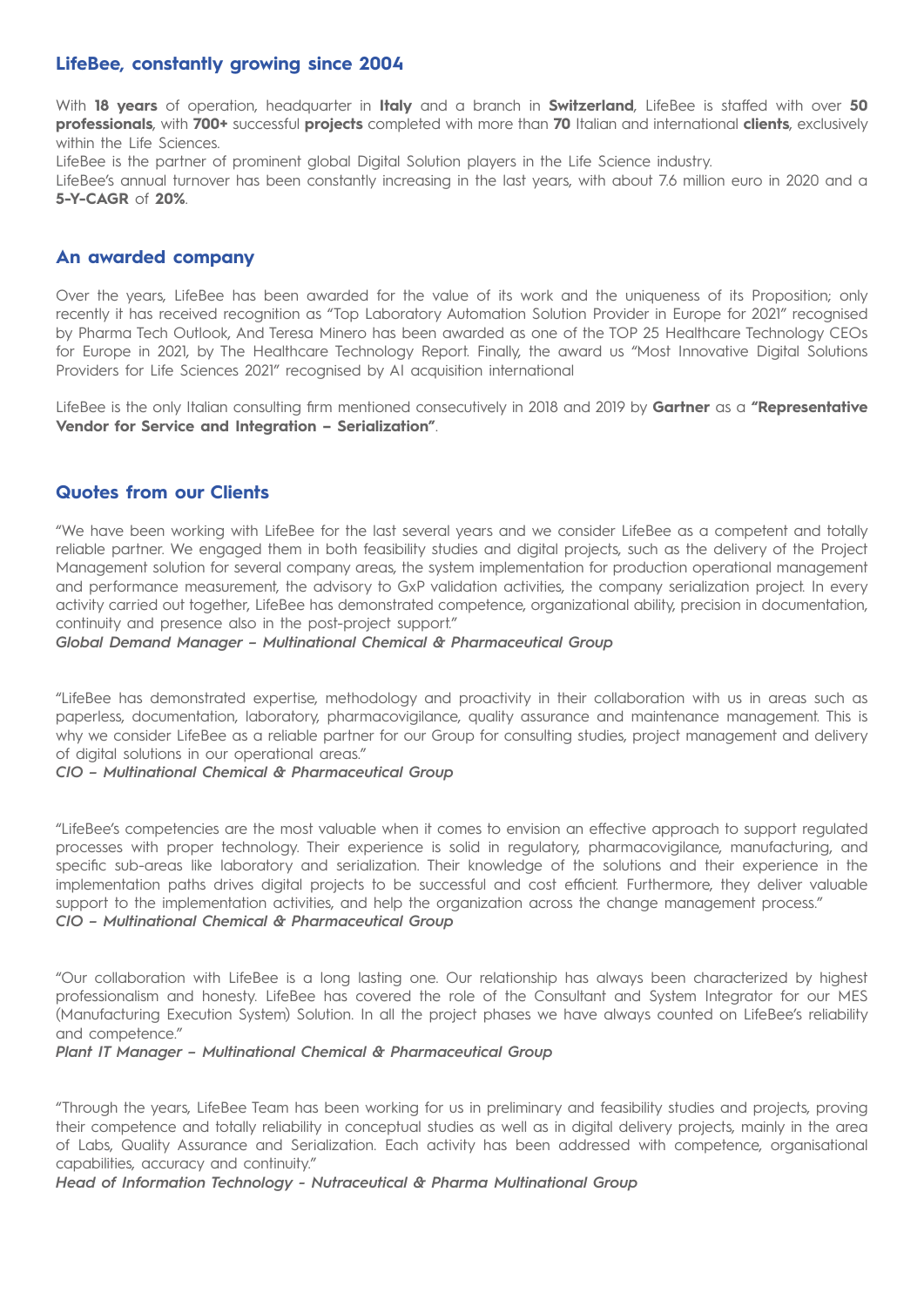## LifeBee, constantly growing since 2004

With **18 years** of operation, headquarter in **Italy** and a branch in **Switzerland**, LifeBee is staffed with over **50 professionals**, with **700+** successful **projects** completed with more than **70** Italian and international **clients**, exclusively within the Life Sciences.
LifeBee is the partner of prominent global Digital Solution players in the Life Science industry.
LifeBee's annual turnover has been constantly increasing in the last years, with about 7.6 million euro in 2020 and a **5-Y-CAGR** of **20%**.

## An awarded company

Over the years, LifeBee has been awarded for the value of its work and the uniqueness of its Proposition; only recently it has received recognition as "Top Laboratory Automation Solution Provider in Europe for 2021" recognised by Pharma Tech Outlook, And Teresa Minero has been awarded as one of the TOP 25 Healthcare Technology CEOs for Europe in 2021, by The Healthcare Technology Report. Finally, the award us "Most Innovative Digital Solutions Providers for Life Sciences 2021" recognised by AI acquisition international

LifeBee is the only Italian consulting firm mentioned consecutively in 2018 and 2019 by **Gartner** as a **"Representative Vendor for Service and Integration – Serialization"**.

## Quotes from our Clients

"We have been working with LifeBee for the last several years and we consider LifeBee as a competent and totally reliable partner. We engaged them in both feasibility studies and digital projects, such as the delivery of the Project Management solution for several company areas, the system implementation for production operational management and performance measurement, the advisory to GxP validation activities, the company serialization project. In every activity carried out together, LifeBee has demonstrated competence, organizational ability, precision in documentation, continuity and presence also in the post-project support."
***Global Demand Manager – Multinational Chemical & Pharmaceutical Group***

"LifeBee has demonstrated expertise, methodology and proactivity in their collaboration with us in areas such as paperless, documentation, laboratory, pharmacovigilance, quality assurance and maintenance management. This is why we consider LifeBee as a reliable partner for our Group for consulting studies, project management and delivery of digital solutions in our operational areas."
***CIO – Multinational Chemical & Pharmaceutical Group***

"LifeBee's competencies are the most valuable when it comes to envision an effective approach to support regulated processes with proper technology. Their experience is solid in regulatory, pharmacovigilance, manufacturing, and specific sub-areas like laboratory and serialization. Their knowledge of the solutions and their experience in the implementation paths drives digital projects to be successful and cost efficient. Furthermore, they deliver valuable support to the implementation activities, and help the organization across the change management process."
***CIO – Multinational Chemical & Pharmaceutical Group***

"Our collaboration with LifeBee is a long lasting one. Our relationship has always been characterized by highest professionalism and honesty. LifeBee has covered the role of the Consultant and System Integrator for our MES (Manufacturing Execution System) Solution. In all the project phases we have always counted on LifeBee's reliability and competence."
***Plant IT Manager – Multinational Chemical & Pharmaceutical Group***

"Through the years, LifeBee Team has been working for us in preliminary and feasibility studies and projects, proving their competence and totally reliability in conceptual studies as well as in digital delivery projects, mainly in the area of Labs, Quality Assurance and Serialization. Each activity has been addressed with competence, organisational capabilities, accuracy and continuity."
***Head of Information Technology - Nutraceutical & Pharma Multinational Group***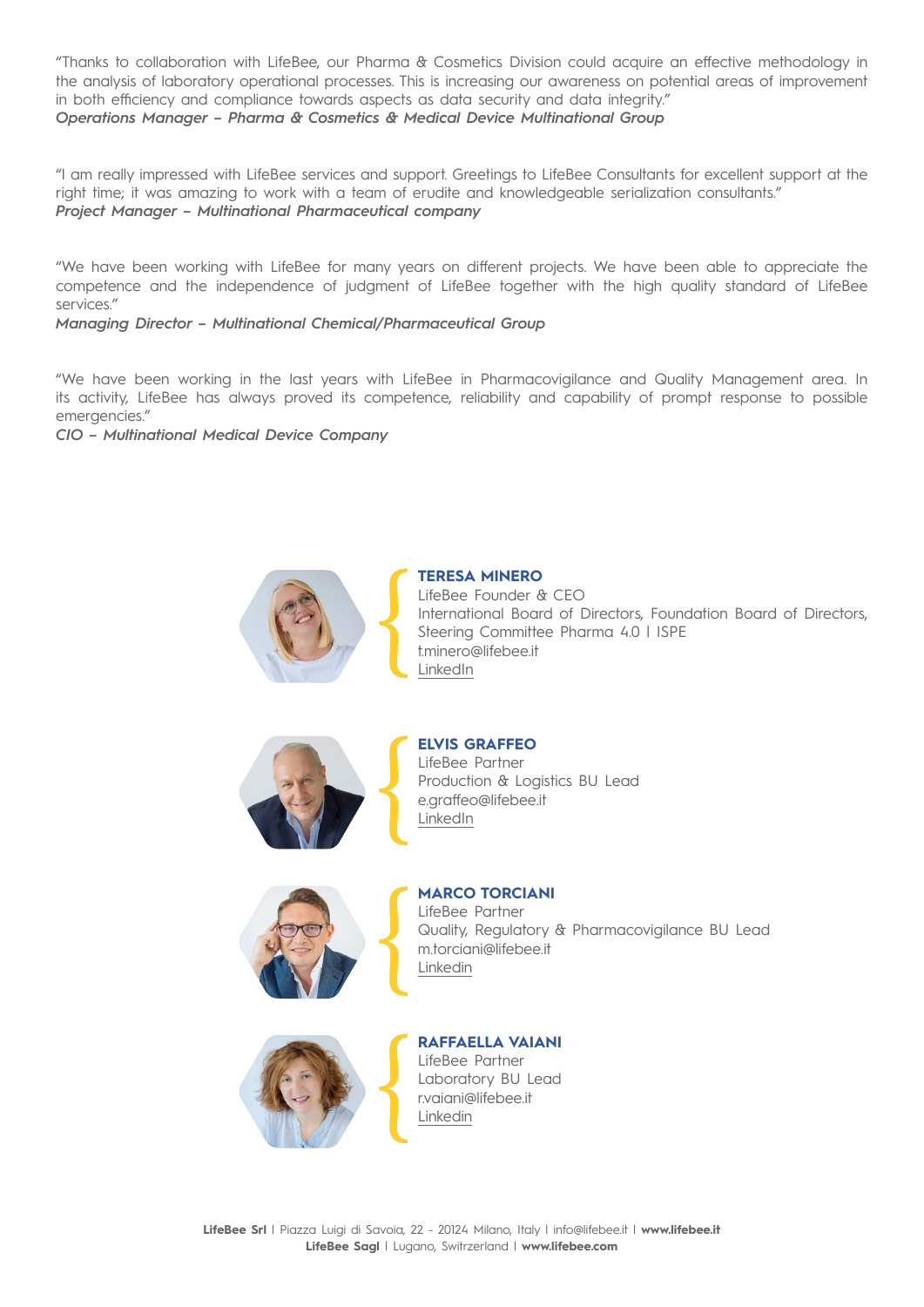"Thanks to collaboration with LifeBee, our Pharma & Cosmetics Division could acquire an effective methodology in the analysis of laboratory operational processes. This is increasing our awareness on potential areas of improvement in both efficiency and compliance towards aspects as data security and data integrity."
***Operations Manager – Pharma & Cosmetics & Medical Device Multinational Group***

"I am really impressed with LifeBee services and support. Greetings to LifeBee Consultants for excellent support at the right time; it was amazing to work with a team of erudite and knowledgeable serialization consultants."
***Project Manager – Multinational Pharmaceutical company***

"We have been working with LifeBee for many years on different projects. We have been able to appreciate the competence and the independence of judgment of LifeBee together with the high quality standard of LifeBee services."
***Managing Director – Multinational Chemical/Pharmaceutical Group***

"We have been working in the last years with LifeBee in Pharmacovigilance and Quality Management area. In its activity, LifeBee has always proved its competence, reliability and capability of prompt response to possible emergencies."
***CIO – Multinational Medical Device Company***

**TERESA MINERO**
LifeBee Founder & CEO
International Board of Directors, Foundation Board of Directors, Steering Committee Pharma 4.0 | ISPE
t.minero@lifebee.it
LinkedIn

**ELVIS GRAFFEO**
LifeBee Partner
Production & Logistics BU Lead
e.graffeo@lifebee.it
LinkedIn

**MARCO TORCIANI**
LifeBee Partner
Quality, Regulatory & Pharmacovigilance BU Lead
m.torciani@lifebee.it
Linkedin

**RAFFAELLA VAIANI**
LifeBee Partner
Laboratory BU Lead
r.vaiani@lifebee.it
Linkedin

**LifeBee Srl** | Piazza Luigi di Savoia, 22 - 20124 Milano, Italy | info@lifebee.it | **www.lifebee.it**
**LifeBee Sagl** | Lugano, Switzerland | **www.lifebee.com**